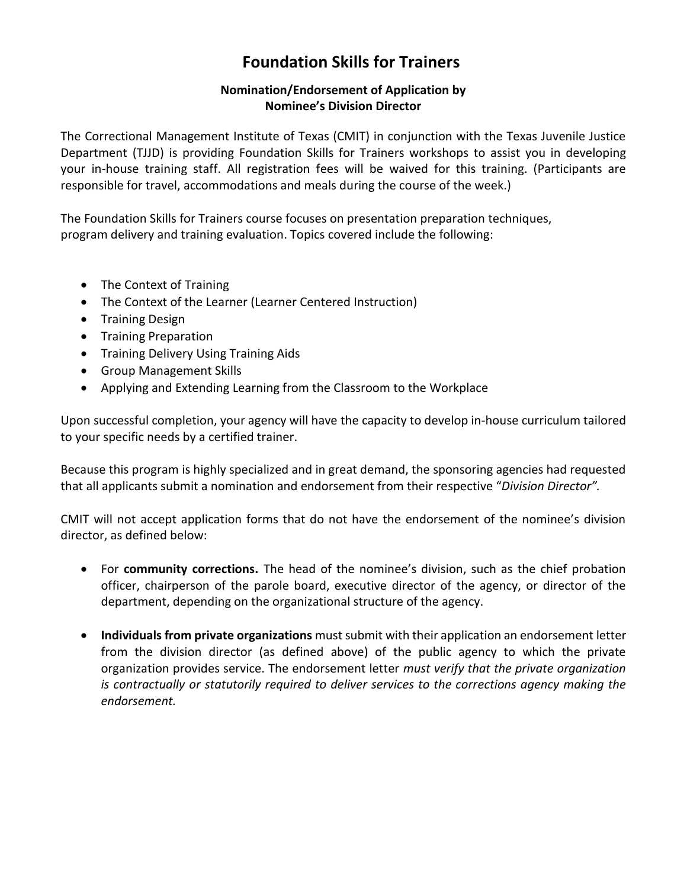# Foundation Skills for Trainers

### Nomination/Endorsement of Application by Nominee's Division Director

The Correctional Management Institute of Texas (CMIT) in conjunction with the Texas Juvenile Justice Department (TJJD) is providing Foundation Skills for Trainers workshops to assist you in developing your in-house training staff. All registration fees will be waived for this training. (Participants are responsible for travel, accommodations and meals during the course of the week.)

The Foundation Skills for Trainers course focuses on presentation preparation techniques, program delivery and training evaluation. Topics covered include the following:

- The Context of Training
- The Context of the Learner (Learner Centered Instruction)
- Training Design
- Training Preparation
- Training Delivery Using Training Aids
- Group Management Skills
- Applying and Extending Learning from the Classroom to the Workplace

Upon successful completion, your agency will have the capacity to develop in-house curriculum tailored to your specific needs by a certified trainer.

Because this program is highly specialized and in great demand, the sponsoring agencies had requested that all applicants submit a nomination and endorsement from their respective "*Division Director".*

CMIT will not accept application forms that do not have the endorsement of the nominee's division director, as defined below:

- For **community corrections.** The head of the nominee's division, such as the chief probation officer, chairperson of the parole board, executive director of the agency, or director of the department, depending on the organizational structure of the agency.

- **Individuals from private organizations** must submit with their application an endorsement letter from the division director (as defined above) of the public agency to which the private organization provides service. The endorsement letter *must verify that the private organization is contractually or statutorily required to deliver services to the corrections agency making the endorsement.*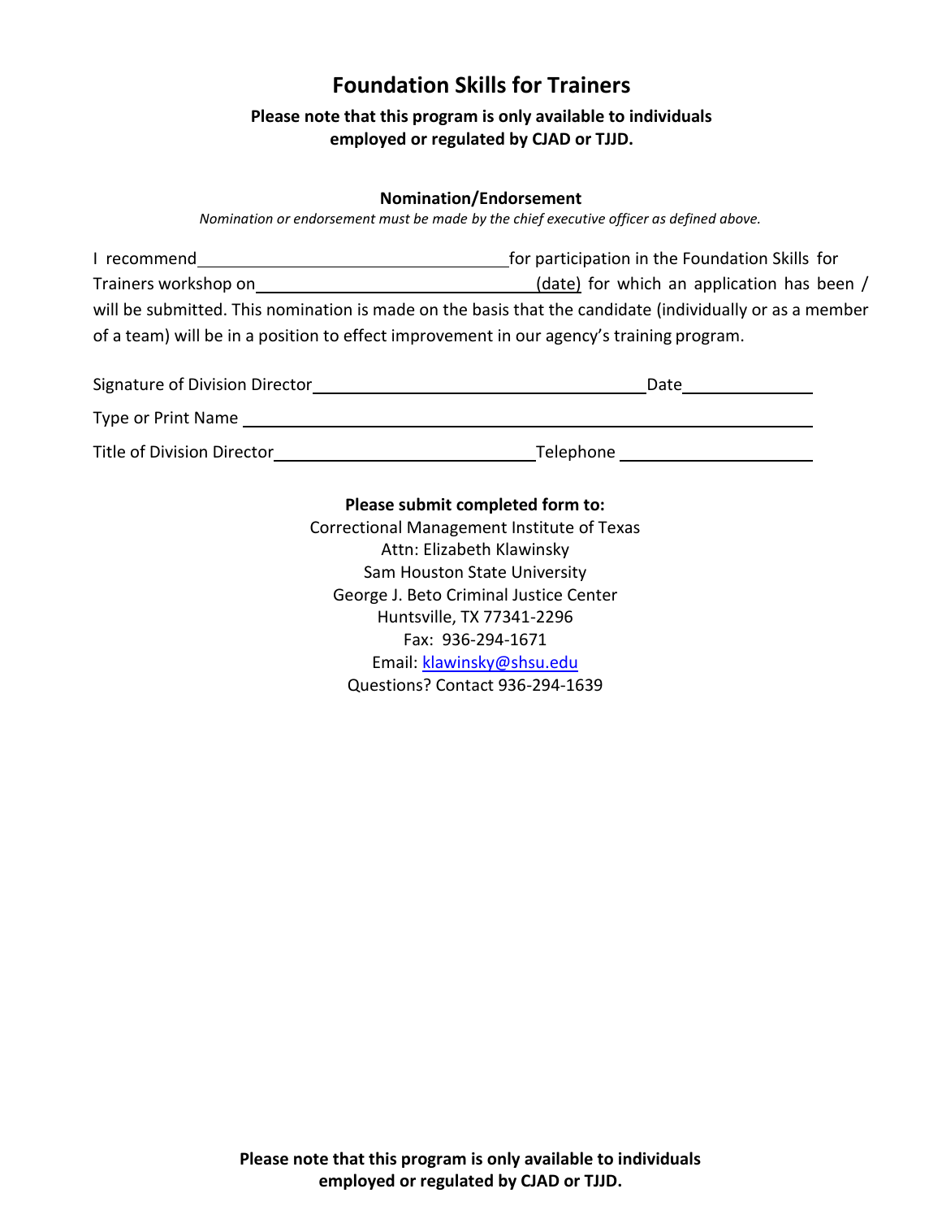# Foundation Skills for Trainers

**Please note that this program is only available to individuals employed or regulated by CJAD or TJJD.**

### Nomination/Endorsement

*Nomination or endorsement must be made by the chief executive officer as defined above.*

I recommend ______________________________ for participation in the Foundation Skills for Trainers workshop on ______________________________ (date) for which an application has been / will be submitted. This nomination is made on the basis that the candidate (individually or as a member of a team) will be in a position to effect improvement in our agency's training program.

Signature of Division Director ______________________________ Date ______________

Type or Print Name ______________________________

Title of Division Director ______________________________ Telephone ______________________________

**Please submit completed form to:**

Correctional Management Institute of Texas
Attn: Elizabeth Klawinsky
Sam Houston State University
George J. Beto Criminal Justice Center
Huntsville, TX 77341-2296
Fax: 936-294-1671
Email: klawinsky@shsu.edu
Questions? Contact 936-294-1639

**Please note that this program is only available to individuals employed or regulated by CJAD or TJJD.**